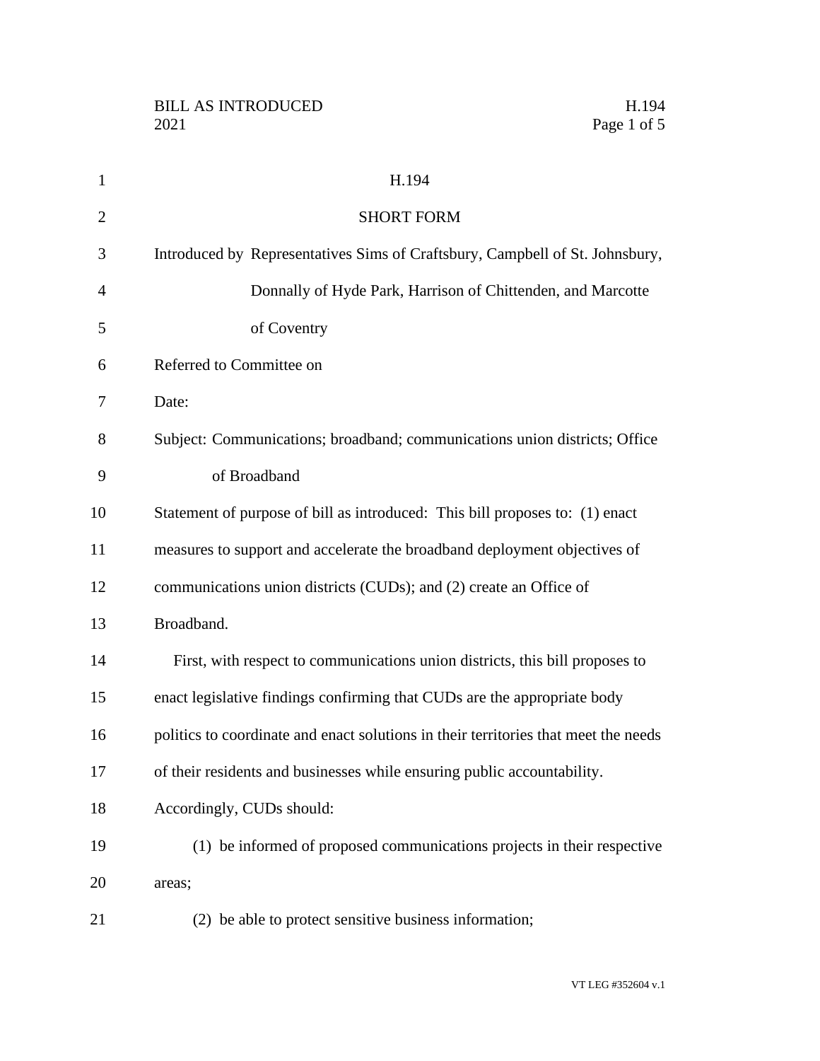# H.194

## SHORT FORM

Introduced by Representatives Sims of Craftsbury, Campbell of St. Johnsbury, Donnally of Hyde Park, Harrison of Chittenden, and Marcotte of Coventry

Referred to Committee on

Date:

Subject: Communications; broadband; communications union districts; Office of Broadband

Statement of purpose of bill as introduced: This bill proposes to: (1) enact measures to support and accelerate the broadband deployment objectives of communications union districts (CUDs); and (2) create an Office of Broadband.

First, with respect to communications union districts, this bill proposes to enact legislative findings confirming that CUDs are the appropriate body politics to coordinate and enact solutions in their territories that meet the needs of their residents and businesses while ensuring public accountability. Accordingly, CUDs should:

(1) be informed of proposed communications projects in their respective areas;

(2) be able to protect sensitive business information;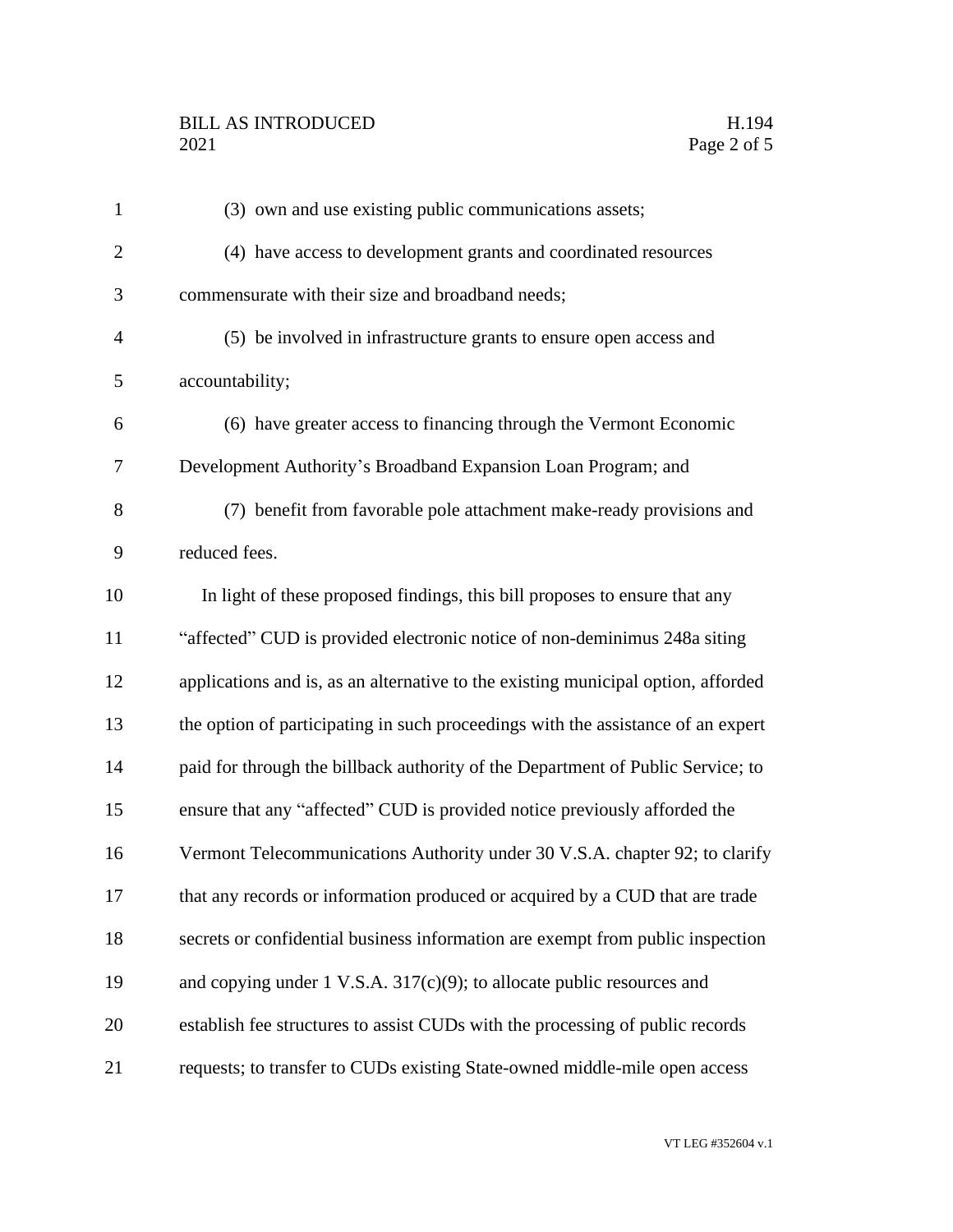(3) own and use existing public communications assets;

(4) have access to development grants and coordinated resources commensurate with their size and broadband needs;

(5) be involved in infrastructure grants to ensure open access and accountability;

(6) have greater access to financing through the Vermont Economic Development Authority's Broadband Expansion Loan Program; and

(7) benefit from favorable pole attachment make-ready provisions and reduced fees.

In light of these proposed findings, this bill proposes to ensure that any "affected" CUD is provided electronic notice of non-deminimus 248a siting applications and is, as an alternative to the existing municipal option, afforded the option of participating in such proceedings with the assistance of an expert paid for through the billback authority of the Department of Public Service; to ensure that any "affected" CUD is provided notice previously afforded the Vermont Telecommunications Authority under 30 V.S.A. chapter 92; to clarify that any records or information produced or acquired by a CUD that are trade secrets or confidential business information are exempt from public inspection and copying under 1 V.S.A. 317(c)(9); to allocate public resources and establish fee structures to assist CUDs with the processing of public records requests; to transfer to CUDs existing State-owned middle-mile open access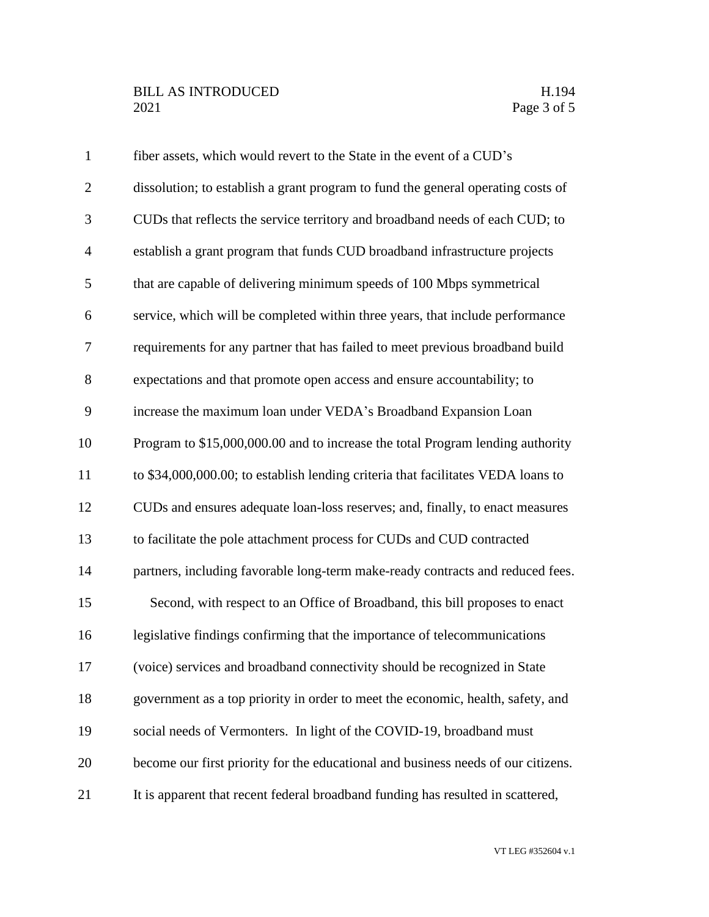fiber assets, which would revert to the State in the event of a CUD's dissolution; to establish a grant program to fund the general operating costs of CUDs that reflects the service territory and broadband needs of each CUD; to establish a grant program that funds CUD broadband infrastructure projects that are capable of delivering minimum speeds of 100 Mbps symmetrical service, which will be completed within three years, that include performance requirements for any partner that has failed to meet previous broadband build expectations and that promote open access and ensure accountability; to increase the maximum loan under VEDA's Broadband Expansion Loan Program to $15,000,000.00 and to increase the total Program lending authority to $34,000,000.00; to establish lending criteria that facilitates VEDA loans to CUDs and ensures adequate loan-loss reserves; and, finally, to enact measures to facilitate the pole attachment process for CUDs and CUD contracted partners, including favorable long-term make-ready contracts and reduced fees.

Second, with respect to an Office of Broadband, this bill proposes to enact legislative findings confirming that the importance of telecommunications (voice) services and broadband connectivity should be recognized in State government as a top priority in order to meet the economic, health, safety, and social needs of Vermonters. In light of the COVID-19, broadband must become our first priority for the educational and business needs of our citizens. It is apparent that recent federal broadband funding has resulted in scattered,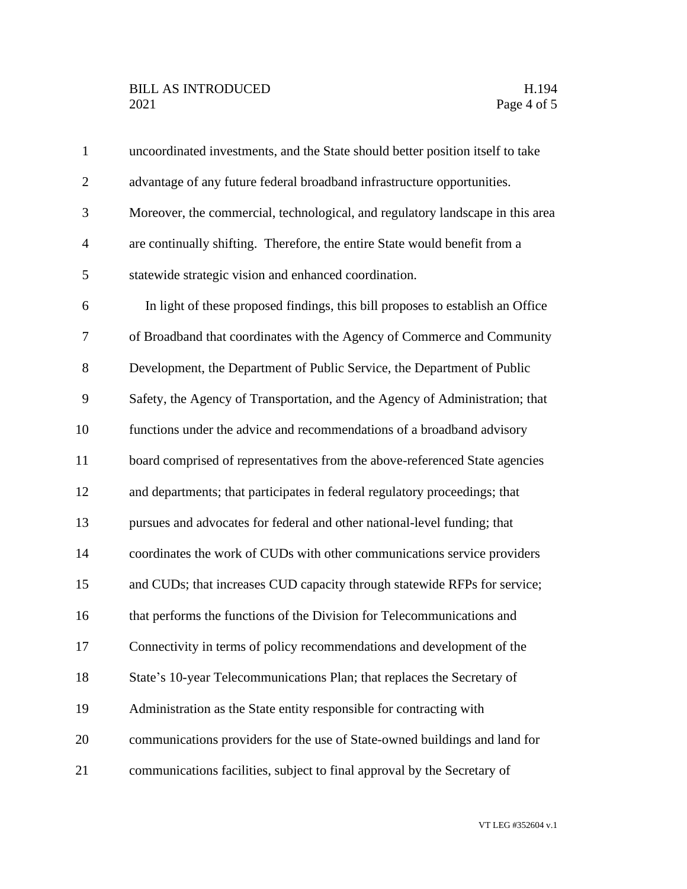uncoordinated investments, and the State should better position itself to take advantage of any future federal broadband infrastructure opportunities. Moreover, the commercial, technological, and regulatory landscape in this area are continually shifting. Therefore, the entire State would benefit from a statewide strategic vision and enhanced coordination.

In light of these proposed findings, this bill proposes to establish an Office of Broadband that coordinates with the Agency of Commerce and Community Development, the Department of Public Service, the Department of Public Safety, the Agency of Transportation, and the Agency of Administration; that functions under the advice and recommendations of a broadband advisory board comprised of representatives from the above-referenced State agencies and departments; that participates in federal regulatory proceedings; that pursues and advocates for federal and other national-level funding; that coordinates the work of CUDs with other communications service providers and CUDs; that increases CUD capacity through statewide RFPs for service; that performs the functions of the Division for Telecommunications and Connectivity in terms of policy recommendations and development of the State's 10-year Telecommunications Plan; that replaces the Secretary of Administration as the State entity responsible for contracting with communications providers for the use of State-owned buildings and land for communications facilities, subject to final approval by the Secretary of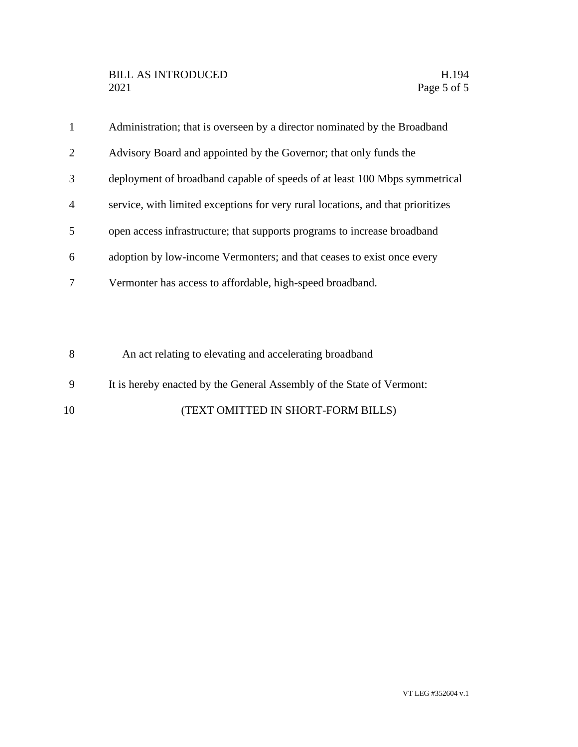Administration; that is overseen by a director nominated by the Broadband Advisory Board and appointed by the Governor; that only funds the deployment of broadband capable of speeds of at least 100 Mbps symmetrical service, with limited exceptions for very rural locations, and that prioritizes open access infrastructure; that supports programs to increase broadband adoption by low-income Vermonters; and that ceases to exist once every Vermonter has access to affordable, high-speed broadband.

An act relating to elevating and accelerating broadband

It is hereby enacted by the General Assembly of the State of Vermont:

(TEXT OMITTED IN SHORT-FORM BILLS)